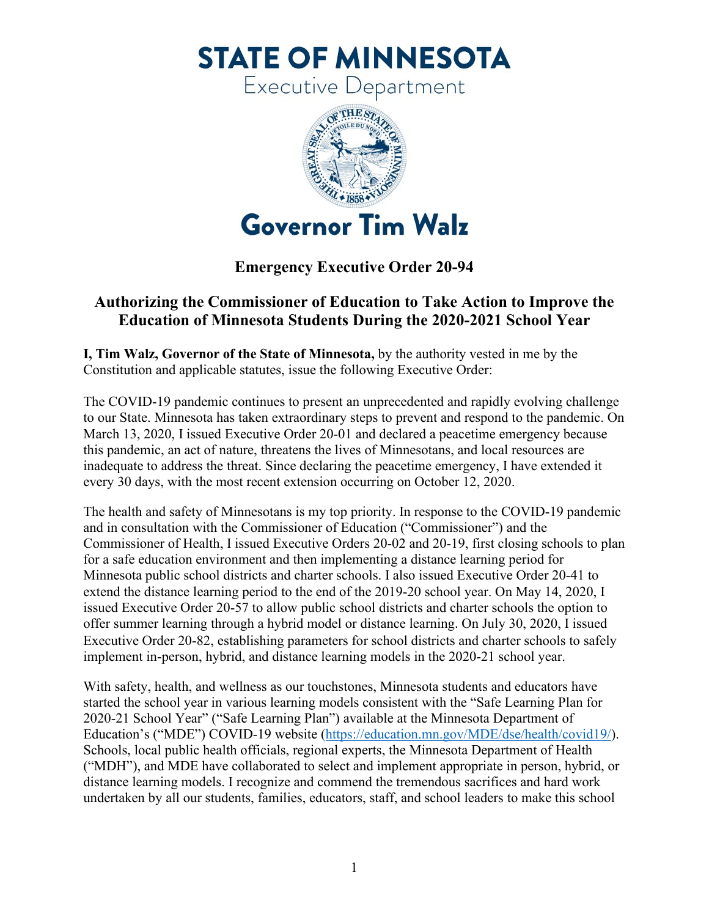# STATE OF MINNESOTA

Executive Department

# Governor Tim Walz

## Emergency Executive Order 20-94

## Authorizing the Commissioner of Education to Take Action to Improve the Education of Minnesota Students During the 2020-2021 School Year

**I, Tim Walz, Governor of the State of Minnesota,** by the authority vested in me by the Constitution and applicable statutes, issue the following Executive Order:

The COVID-19 pandemic continues to present an unprecedented and rapidly evolving challenge to our State. Minnesota has taken extraordinary steps to prevent and respond to the pandemic. On March 13, 2020, I issued Executive Order 20-01 and declared a peacetime emergency because this pandemic, an act of nature, threatens the lives of Minnesotans, and local resources are inadequate to address the threat. Since declaring the peacetime emergency, I have extended it every 30 days, with the most recent extension occurring on October 12, 2020.

The health and safety of Minnesotans is my top priority. In response to the COVID-19 pandemic and in consultation with the Commissioner of Education ("Commissioner") and the Commissioner of Health, I issued Executive Orders 20-02 and 20-19, first closing schools to plan for a safe education environment and then implementing a distance learning period for Minnesota public school districts and charter schools. I also issued Executive Order 20-41 to extend the distance learning period to the end of the 2019-20 school year. On May 14, 2020, I issued Executive Order 20-57 to allow public school districts and charter schools the option to offer summer learning through a hybrid model or distance learning. On July 30, 2020, I issued Executive Order 20-82, establishing parameters for school districts and charter schools to safely implement in-person, hybrid, and distance learning models in the 2020-21 school year.

With safety, health, and wellness as our touchstones, Minnesota students and educators have started the school year in various learning models consistent with the "Safe Learning Plan for 2020-21 School Year" ("Safe Learning Plan") available at the Minnesota Department of Education's ("MDE") COVID-19 website (https://education.mn.gov/MDE/dse/health/covid19/). Schools, local public health officials, regional experts, the Minnesota Department of Health ("MDH"), and MDE have collaborated to select and implement appropriate in person, hybrid, or distance learning models. I recognize and commend the tremendous sacrifices and hard work undertaken by all our students, families, educators, staff, and school leaders to make this school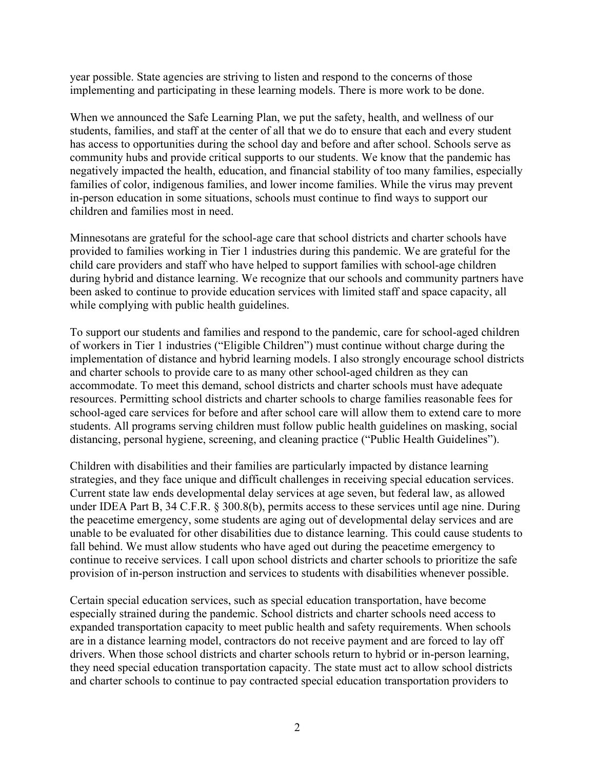year possible. State agencies are striving to listen and respond to the concerns of those implementing and participating in these learning models. There is more work to be done.

When we announced the Safe Learning Plan, we put the safety, health, and wellness of our students, families, and staff at the center of all that we do to ensure that each and every student has access to opportunities during the school day and before and after school. Schools serve as community hubs and provide critical supports to our students. We know that the pandemic has negatively impacted the health, education, and financial stability of too many families, especially families of color, indigenous families, and lower income families. While the virus may prevent in-person education in some situations, schools must continue to find ways to support our children and families most in need.

Minnesotans are grateful for the school-age care that school districts and charter schools have provided to families working in Tier 1 industries during this pandemic. We are grateful for the child care providers and staff who have helped to support families with school-age children during hybrid and distance learning. We recognize that our schools and community partners have been asked to continue to provide education services with limited staff and space capacity, all while complying with public health guidelines.

To support our students and families and respond to the pandemic, care for school-aged children of workers in Tier 1 industries ("Eligible Children") must continue without charge during the implementation of distance and hybrid learning models. I also strongly encourage school districts and charter schools to provide care to as many other school-aged children as they can accommodate. To meet this demand, school districts and charter schools must have adequate resources. Permitting school districts and charter schools to charge families reasonable fees for school-aged care services for before and after school care will allow them to extend care to more students. All programs serving children must follow public health guidelines on masking, social distancing, personal hygiene, screening, and cleaning practice ("Public Health Guidelines").

Children with disabilities and their families are particularly impacted by distance learning strategies, and they face unique and difficult challenges in receiving special education services. Current state law ends developmental delay services at age seven, but federal law, as allowed under IDEA Part B, 34 C.F.R. § 300.8(b), permits access to these services until age nine. During the peacetime emergency, some students are aging out of developmental delay services and are unable to be evaluated for other disabilities due to distance learning. This could cause students to fall behind. We must allow students who have aged out during the peacetime emergency to continue to receive services. I call upon school districts and charter schools to prioritize the safe provision of in-person instruction and services to students with disabilities whenever possible.

Certain special education services, such as special education transportation, have become especially strained during the pandemic. School districts and charter schools need access to expanded transportation capacity to meet public health and safety requirements. When schools are in a distance learning model, contractors do not receive payment and are forced to lay off drivers. When those school districts and charter schools return to hybrid or in-person learning, they need special education transportation capacity. The state must act to allow school districts and charter schools to continue to pay contracted special education transportation providers to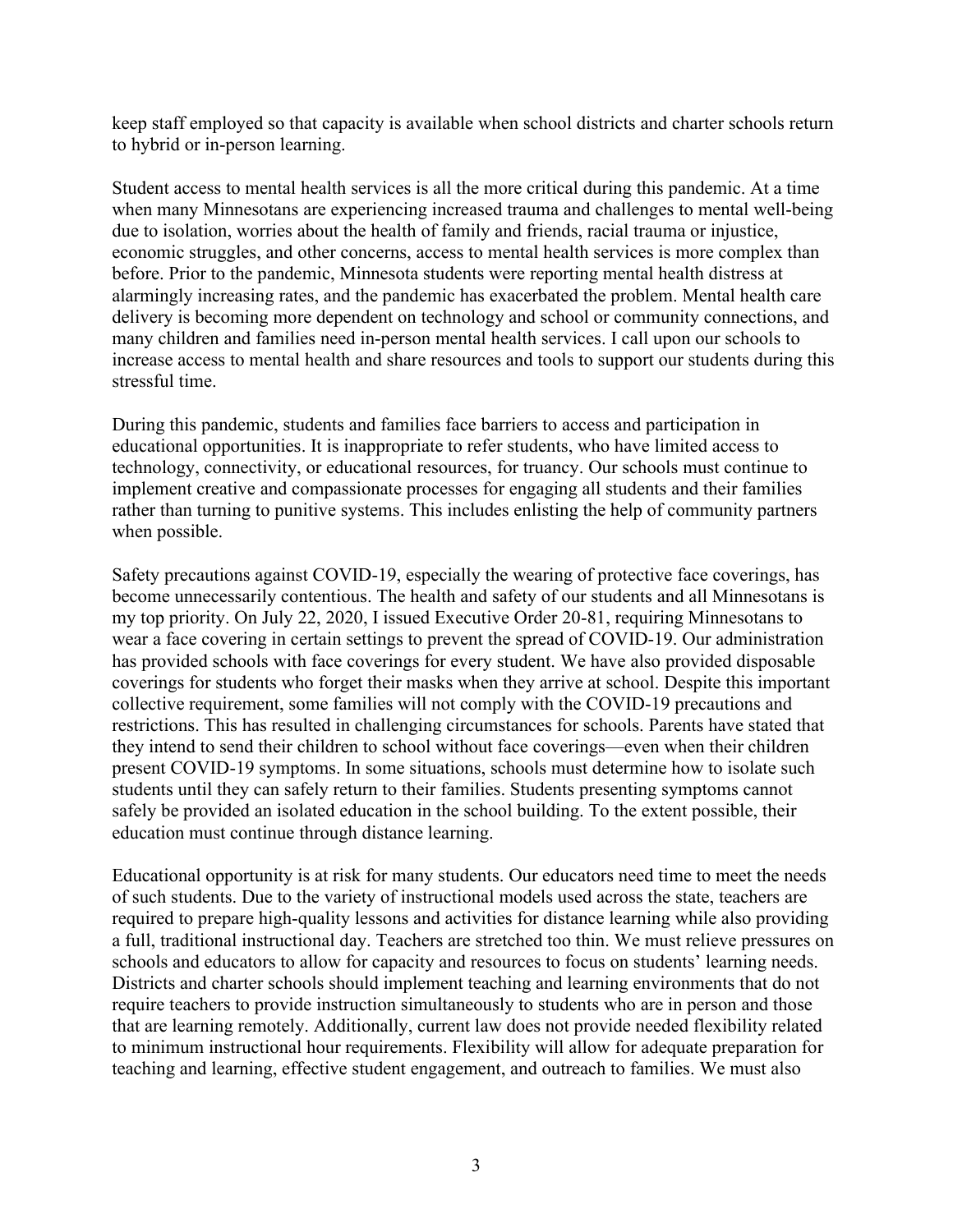keep staff employed so that capacity is available when school districts and charter schools return to hybrid or in-person learning.

Student access to mental health services is all the more critical during this pandemic. At a time when many Minnesotans are experiencing increased trauma and challenges to mental well-being due to isolation, worries about the health of family and friends, racial trauma or injustice, economic struggles, and other concerns, access to mental health services is more complex than before. Prior to the pandemic, Minnesota students were reporting mental health distress at alarmingly increasing rates, and the pandemic has exacerbated the problem. Mental health care delivery is becoming more dependent on technology and school or community connections, and many children and families need in-person mental health services. I call upon our schools to increase access to mental health and share resources and tools to support our students during this stressful time.

During this pandemic, students and families face barriers to access and participation in educational opportunities. It is inappropriate to refer students, who have limited access to technology, connectivity, or educational resources, for truancy. Our schools must continue to implement creative and compassionate processes for engaging all students and their families rather than turning to punitive systems. This includes enlisting the help of community partners when possible.

Safety precautions against COVID-19, especially the wearing of protective face coverings, has become unnecessarily contentious. The health and safety of our students and all Minnesotans is my top priority. On July 22, 2020, I issued Executive Order 20-81, requiring Minnesotans to wear a face covering in certain settings to prevent the spread of COVID-19. Our administration has provided schools with face coverings for every student. We have also provided disposable coverings for students who forget their masks when they arrive at school. Despite this important collective requirement, some families will not comply with the COVID-19 precautions and restrictions. This has resulted in challenging circumstances for schools. Parents have stated that they intend to send their children to school without face coverings—even when their children present COVID-19 symptoms. In some situations, schools must determine how to isolate such students until they can safely return to their families. Students presenting symptoms cannot safely be provided an isolated education in the school building. To the extent possible, their education must continue through distance learning.

Educational opportunity is at risk for many students. Our educators need time to meet the needs of such students. Due to the variety of instructional models used across the state, teachers are required to prepare high-quality lessons and activities for distance learning while also providing a full, traditional instructional day. Teachers are stretched too thin. We must relieve pressures on schools and educators to allow for capacity and resources to focus on students' learning needs. Districts and charter schools should implement teaching and learning environments that do not require teachers to provide instruction simultaneously to students who are in person and those that are learning remotely. Additionally, current law does not provide needed flexibility related to minimum instructional hour requirements. Flexibility will allow for adequate preparation for teaching and learning, effective student engagement, and outreach to families. We must also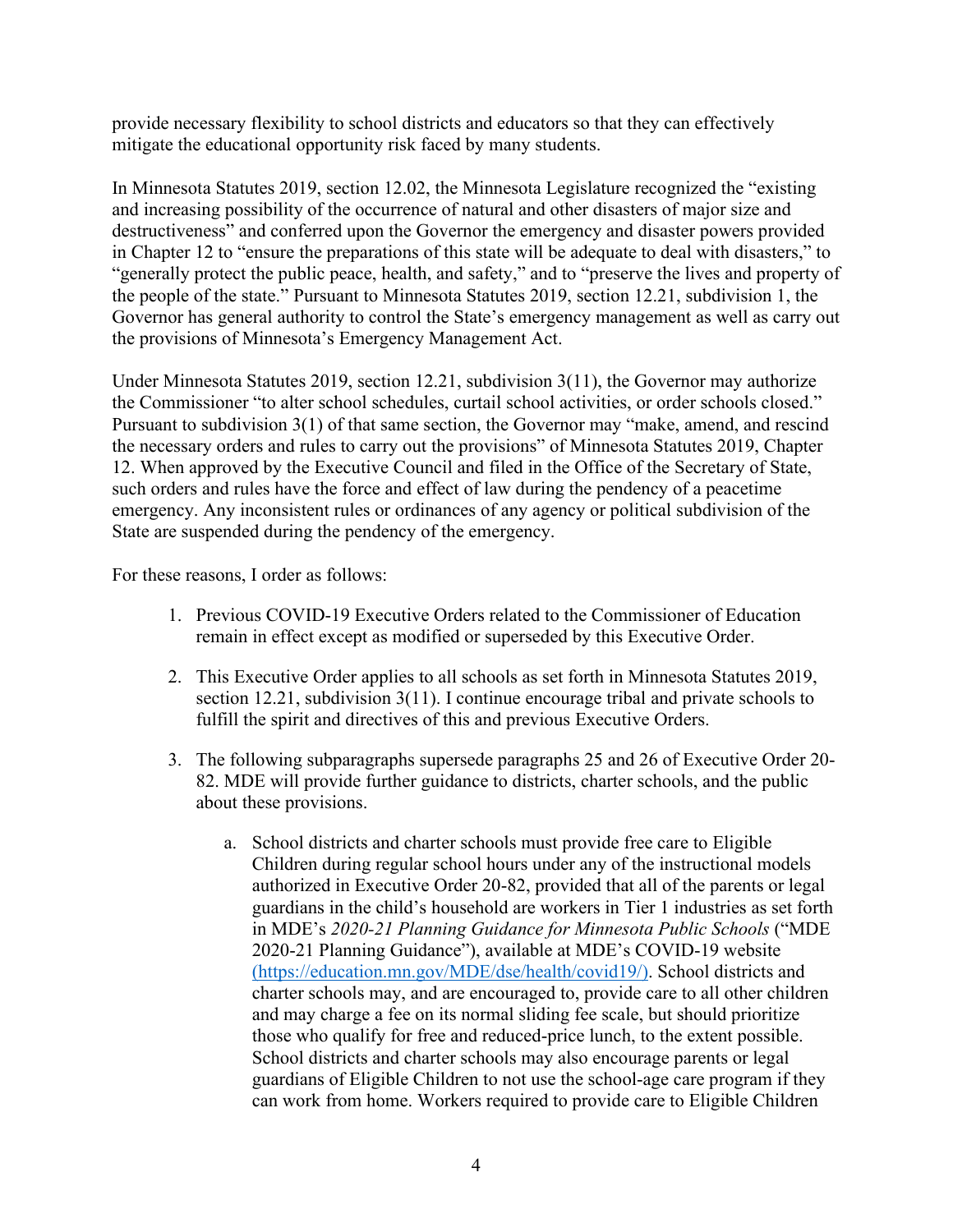provide necessary flexibility to school districts and educators so that they can effectively mitigate the educational opportunity risk faced by many students.

In Minnesota Statutes 2019, section 12.02, the Minnesota Legislature recognized the "existing and increasing possibility of the occurrence of natural and other disasters of major size and destructiveness" and conferred upon the Governor the emergency and disaster powers provided in Chapter 12 to "ensure the preparations of this state will be adequate to deal with disasters," to "generally protect the public peace, health, and safety," and to "preserve the lives and property of the people of the state." Pursuant to Minnesota Statutes 2019, section 12.21, subdivision 1, the Governor has general authority to control the State's emergency management as well as carry out the provisions of Minnesota's Emergency Management Act.

Under Minnesota Statutes 2019, section 12.21, subdivision 3(11), the Governor may authorize the Commissioner "to alter school schedules, curtail school activities, or order schools closed." Pursuant to subdivision 3(1) of that same section, the Governor may "make, amend, and rescind the necessary orders and rules to carry out the provisions" of Minnesota Statutes 2019, Chapter 12. When approved by the Executive Council and filed in the Office of the Secretary of State, such orders and rules have the force and effect of law during the pendency of a peacetime emergency. Any inconsistent rules or ordinances of any agency or political subdivision of the State are suspended during the pendency of the emergency.

For these reasons, I order as follows:

1. Previous COVID-19 Executive Orders related to the Commissioner of Education remain in effect except as modified or superseded by this Executive Order.

2. This Executive Order applies to all schools as set forth in Minnesota Statutes 2019, section 12.21, subdivision 3(11). I continue encourage tribal and private schools to fulfill the spirit and directives of this and previous Executive Orders.

3. The following subparagraphs supersede paragraphs 25 and 26 of Executive Order 20-82. MDE will provide further guidance to districts, charter schools, and the public about these provisions.

   a. School districts and charter schools must provide free care to Eligible Children during regular school hours under any of the instructional models authorized in Executive Order 20-82, provided that all of the parents or legal guardians in the child's household are workers in Tier 1 industries as set forth in MDE's *2020-21 Planning Guidance for Minnesota Public Schools* ("MDE 2020-21 Planning Guidance"), available at MDE's COVID-19 website (https://education.mn.gov/MDE/dse/health/covid19/). School districts and charter schools may, and are encouraged to, provide care to all other children and may charge a fee on its normal sliding fee scale, but should prioritize those who qualify for free and reduced-price lunch, to the extent possible. School districts and charter schools may also encourage parents or legal guardians of Eligible Children to not use the school-age care program if they can work from home. Workers required to provide care to Eligible Children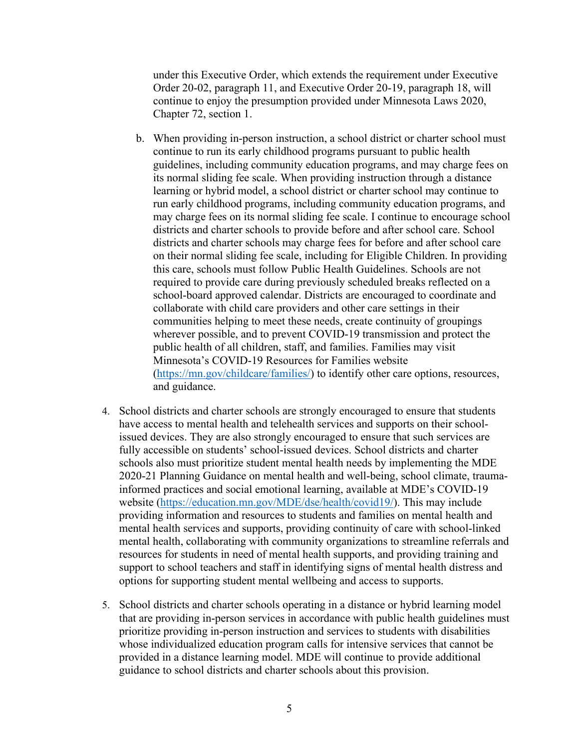under this Executive Order, which extends the requirement under Executive Order 20-02, paragraph 11, and Executive Order 20-19, paragraph 18, will continue to enjoy the presumption provided under Minnesota Laws 2020, Chapter 72, section 1.

b. When providing in-person instruction, a school district or charter school must continue to run its early childhood programs pursuant to public health guidelines, including community education programs, and may charge fees on its normal sliding fee scale. When providing instruction through a distance learning or hybrid model, a school district or charter school may continue to run early childhood programs, including community education programs, and may charge fees on its normal sliding fee scale. I continue to encourage school districts and charter schools to provide before and after school care. School districts and charter schools may charge fees for before and after school care on their normal sliding fee scale, including for Eligible Children. In providing this care, schools must follow Public Health Guidelines. Schools are not required to provide care during previously scheduled breaks reflected on a school-board approved calendar. Districts are encouraged to coordinate and collaborate with child care providers and other care settings in their communities helping to meet these needs, create continuity of groupings wherever possible, and to prevent COVID-19 transmission and protect the public health of all children, staff, and families. Families may visit Minnesota's COVID-19 Resources for Families website ([https://mn.gov/childcare/families/](https://mn.gov/childcare/families/)) to identify other care options, resources, and guidance.

4. School districts and charter schools are strongly encouraged to ensure that students have access to mental health and telehealth services and supports on their school-issued devices. They are also strongly encouraged to ensure that such services are fully accessible on students' school-issued devices. School districts and charter schools also must prioritize student mental health needs by implementing the MDE 2020-21 Planning Guidance on mental health and well-being, school climate, trauma-informed practices and social emotional learning, available at MDE's COVID-19 website ([https://education.mn.gov/MDE/dse/health/covid19/](https://education.mn.gov/MDE/dse/health/covid19/)). This may include providing information and resources to students and families on mental health and mental health services and supports, providing continuity of care with school-linked mental health, collaborating with community organizations to streamline referrals and resources for students in need of mental health supports, and providing training and support to school teachers and staff in identifying signs of mental health distress and options for supporting student mental wellbeing and access to supports.

5. School districts and charter schools operating in a distance or hybrid learning model that are providing in-person services in accordance with public health guidelines must prioritize providing in-person instruction and services to students with disabilities whose individualized education program calls for intensive services that cannot be provided in a distance learning model. MDE will continue to provide additional guidance to school districts and charter schools about this provision.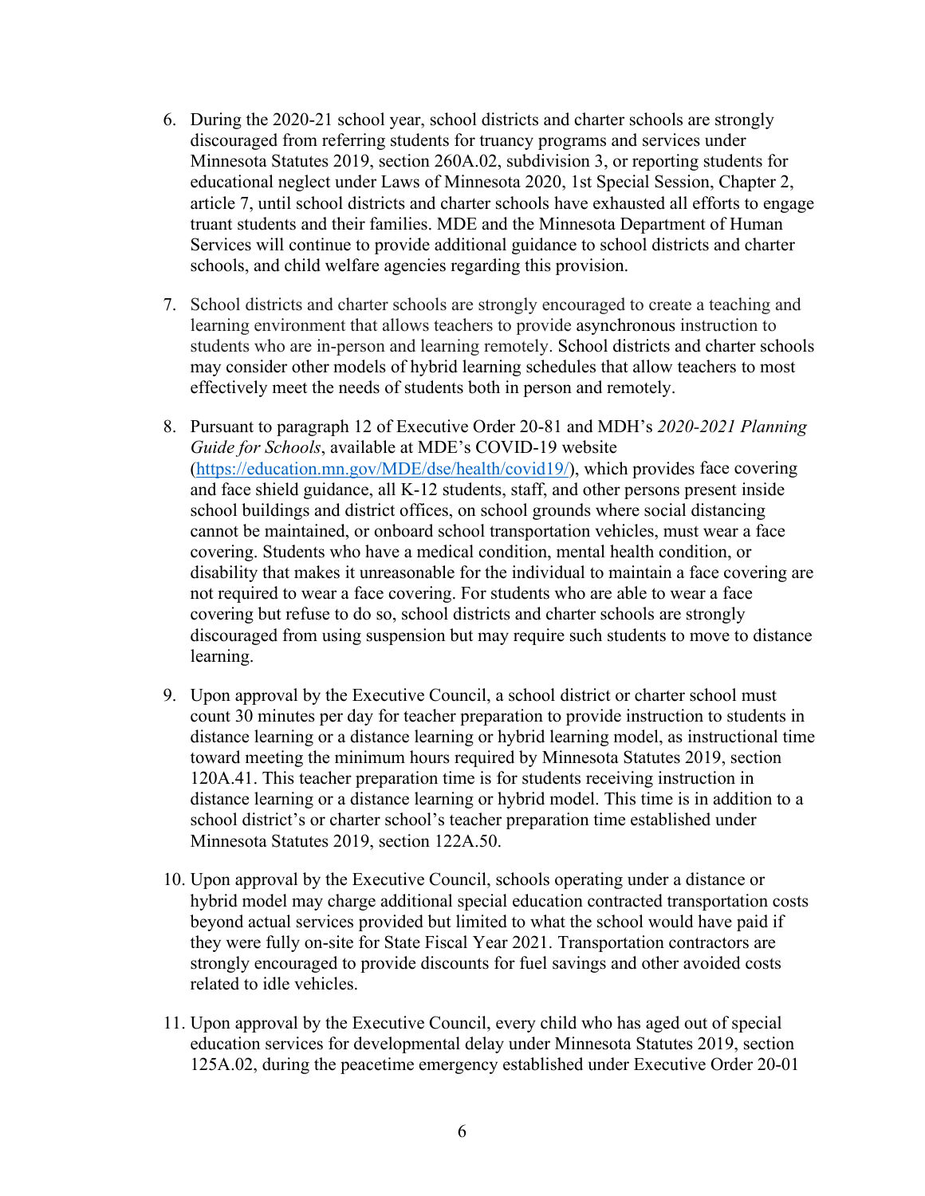6. During the 2020-21 school year, school districts and charter schools are strongly discouraged from referring students for truancy programs and services under Minnesota Statutes 2019, section 260A.02, subdivision 3, or reporting students for educational neglect under Laws of Minnesota 2020, 1st Special Session, Chapter 2, article 7, until school districts and charter schools have exhausted all efforts to engage truant students and their families. MDE and the Minnesota Department of Human Services will continue to provide additional guidance to school districts and charter schools, and child welfare agencies regarding this provision.

7. School districts and charter schools are strongly encouraged to create a teaching and learning environment that allows teachers to provide asynchronous instruction to students who are in-person and learning remotely. School districts and charter schools may consider other models of hybrid learning schedules that allow teachers to most effectively meet the needs of students both in person and remotely.

8. Pursuant to paragraph 12 of Executive Order 20-81 and MDH's *2020-2021 Planning Guide for Schools*, available at MDE's COVID-19 website ([https://education.mn.gov/MDE/dse/health/covid19/](https://education.mn.gov/MDE/dse/health/covid19/)), which provides face covering and face shield guidance, all K-12 students, staff, and other persons present inside school buildings and district offices, on school grounds where social distancing cannot be maintained, or onboard school transportation vehicles, must wear a face covering. Students who have a medical condition, mental health condition, or disability that makes it unreasonable for the individual to maintain a face covering are not required to wear a face covering. For students who are able to wear a face covering but refuse to do so, school districts and charter schools are strongly discouraged from using suspension but may require such students to move to distance learning.

9. Upon approval by the Executive Council, a school district or charter school must count 30 minutes per day for teacher preparation to provide instruction to students in distance learning or a distance learning or hybrid learning model, as instructional time toward meeting the minimum hours required by Minnesota Statutes 2019, section 120A.41. This teacher preparation time is for students receiving instruction in distance learning or a distance learning or hybrid model. This time is in addition to a school district's or charter school's teacher preparation time established under Minnesota Statutes 2019, section 122A.50.

10. Upon approval by the Executive Council, schools operating under a distance or hybrid model may charge additional special education contracted transportation costs beyond actual services provided but limited to what the school would have paid if they were fully on-site for State Fiscal Year 2021. Transportation contractors are strongly encouraged to provide discounts for fuel savings and other avoided costs related to idle vehicles.

11. Upon approval by the Executive Council, every child who has aged out of special education services for developmental delay under Minnesota Statutes 2019, section 125A.02, during the peacetime emergency established under Executive Order 20-01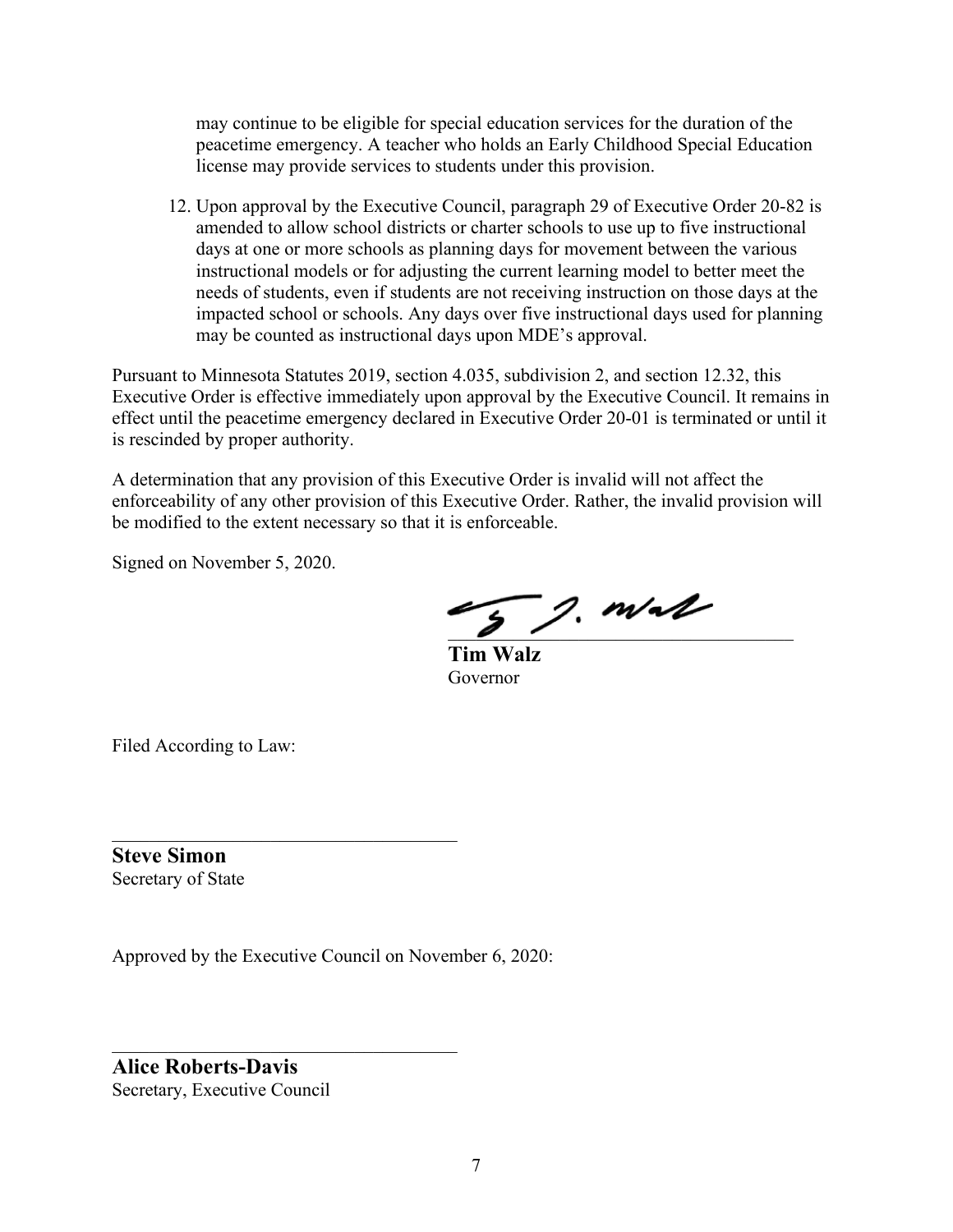may continue to be eligible for special education services for the duration of the peacetime emergency. A teacher who holds an Early Childhood Special Education license may provide services to students under this provision.

12. Upon approval by the Executive Council, paragraph 29 of Executive Order 20-82 is amended to allow school districts or charter schools to use up to five instructional days at one or more schools as planning days for movement between the various instructional models or for adjusting the current learning model to better meet the needs of students, even if students are not receiving instruction on those days at the impacted school or schools. Any days over five instructional days used for planning may be counted as instructional days upon MDE's approval.

Pursuant to Minnesota Statutes 2019, section 4.035, subdivision 2, and section 12.32, this Executive Order is effective immediately upon approval by the Executive Council. It remains in effect until the peacetime emergency declared in Executive Order 20-01 is terminated or until it is rescinded by proper authority.

A determination that any provision of this Executive Order is invalid will not affect the enforceability of any other provision of this Executive Order. Rather, the invalid provision will be modified to the extent necessary so that it is enforceable.

Signed on November 5, 2020.

**Tim Walz**
Governor

Filed According to Law:

**Steve Simon**
Secretary of State

Approved by the Executive Council on November 6, 2020:

**Alice Roberts-Davis**
Secretary, Executive Council